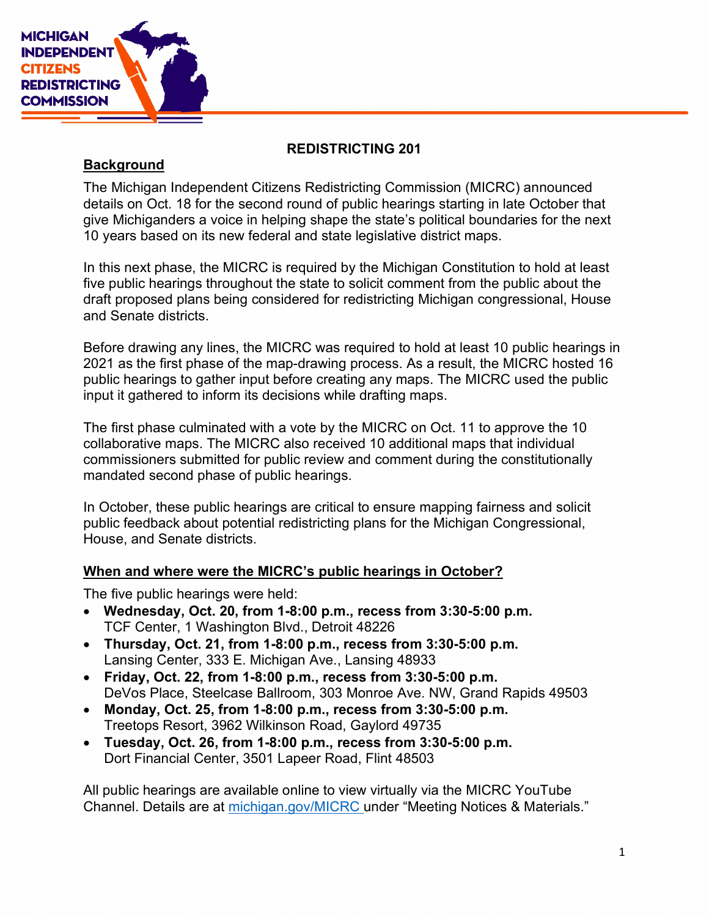# REDISTRICTING 201

## Background

The Michigan Independent Citizens Redistricting Commission (MICRC) announced details on Oct. 18 for the second round of public hearings starting in late October that give Michiganders a voice in helping shape the state's political boundaries for the next 10 years based on its new federal and state legislative district maps.

In this next phase, the MICRC is required by the Michigan Constitution to hold at least five public hearings throughout the state to solicit comment from the public about the draft proposed plans being considered for redistricting Michigan congressional, House and Senate districts.

Before drawing any lines, the MICRC was required to hold at least 10 public hearings in 2021 as the first phase of the map-drawing process. As a result, the MICRC hosted 16 public hearings to gather input before creating any maps. The MICRC used the public input it gathered to inform its decisions while drafting maps.

The first phase culminated with a vote by the MICRC on Oct. 11 to approve the 10 collaborative maps. The MICRC also received 10 additional maps that individual commissioners submitted for public review and comment during the constitutionally mandated second phase of public hearings.

In October, these public hearings are critical to ensure mapping fairness and solicit public feedback about potential redistricting plans for the Michigan Congressional, House, and Senate districts.

## When and where were the MICRC's public hearings in October?

The five public hearings were held:

- **Wednesday, Oct. 20, from 1-8:00 p.m., recess from 3:30-5:00 p.m.**
  TCF Center, 1 Washington Blvd., Detroit 48226
- **Thursday, Oct. 21, from 1-8:00 p.m., recess from 3:30-5:00 p.m.**
  Lansing Center, 333 E. Michigan Ave., Lansing 48933
- **Friday, Oct. 22, from 1-8:00 p.m., recess from 3:30-5:00 p.m.**
  DeVos Place, Steelcase Ballroom, 303 Monroe Ave. NW, Grand Rapids 49503
- **Monday, Oct. 25, from 1-8:00 p.m., recess from 3:30-5:00 p.m.**
  Treetops Resort, 3962 Wilkinson Road, Gaylord 49735
- **Tuesday, Oct. 26, from 1-8:00 p.m., recess from 3:30-5:00 p.m.**
  Dort Financial Center, 3501 Lapeer Road, Flint 48503

All public hearings are available online to view virtually via the MICRC YouTube Channel. Details are at [michigan.gov/MICRC](michigan.gov/MICRC) under "Meeting Notices & Materials."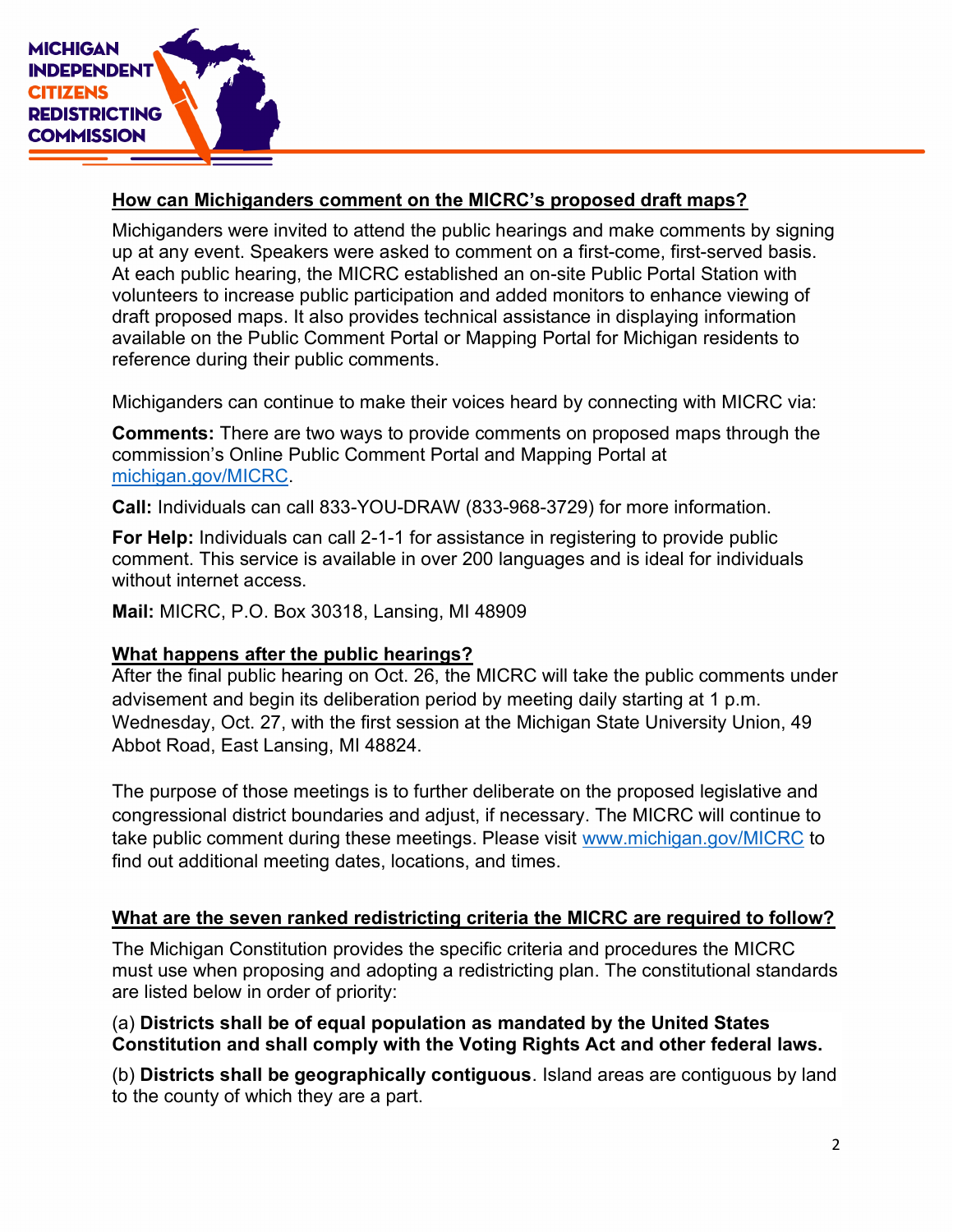**How can Michiganders comment on the MICRC's proposed draft maps?**

Michiganders were invited to attend the public hearings and make comments by signing up at any event. Speakers were asked to comment on a first-come, first-served basis. At each public hearing, the MICRC established an on-site Public Portal Station with volunteers to increase public participation and added monitors to enhance viewing of draft proposed maps. It also provides technical assistance in displaying information available on the Public Comment Portal or Mapping Portal for Michigan residents to reference during their public comments.

Michiganders can continue to make their voices heard by connecting with MICRC via:

**Comments:** There are two ways to provide comments on proposed maps through the commission's Online Public Comment Portal and Mapping Portal at [michigan.gov/MICRC](michigan.gov/MICRC).

**Call:** Individuals can call 833-YOU-DRAW (833-968-3729) for more information.

**For Help:** Individuals can call 2-1-1 for assistance in registering to provide public comment. This service is available in over 200 languages and is ideal for individuals without internet access.

**Mail:** MICRC, P.O. Box 30318, Lansing, MI 48909

**What happens after the public hearings?**

After the final public hearing on Oct. 26, the MICRC will take the public comments under advisement and begin its deliberation period by meeting daily starting at 1 p.m. Wednesday, Oct. 27, with the first session at the Michigan State University Union, 49 Abbot Road, East Lansing, MI 48824.

The purpose of those meetings is to further deliberate on the proposed legislative and congressional district boundaries and adjust, if necessary. The MICRC will continue to take public comment during these meetings. Please visit [www.michigan.gov/MICRC](www.michigan.gov/MICRC) to find out additional meeting dates, locations, and times.

**What are the seven ranked redistricting criteria the MICRC are required to follow?**

The Michigan Constitution provides the specific criteria and procedures the MICRC must use when proposing and adopting a redistricting plan. The constitutional standards are listed below in order of priority:

(a) **Districts shall be of equal population as mandated by the United States Constitution and shall comply with the Voting Rights Act and other federal laws.**

(b) **Districts shall be geographically contiguous**. Island areas are contiguous by land to the county of which they are a part.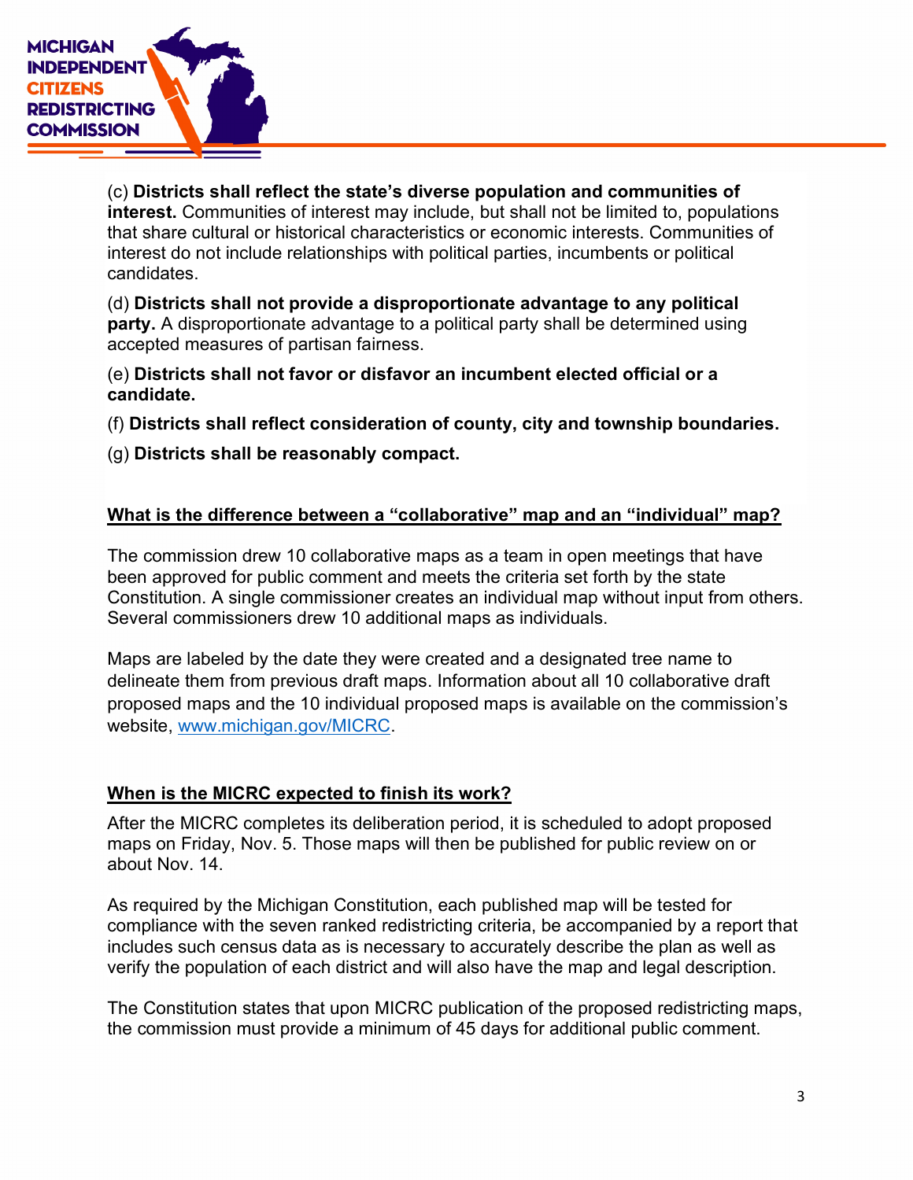(c) **Districts shall reflect the state's diverse population and communities of interest.** Communities of interest may include, but shall not be limited to, populations that share cultural or historical characteristics or economic interests. Communities of interest do not include relationships with political parties, incumbents or political candidates.

(d) **Districts shall not provide a disproportionate advantage to any political party.** A disproportionate advantage to a political party shall be determined using accepted measures of partisan fairness.

(e) **Districts shall not favor or disfavor an incumbent elected official or a candidate.**

(f) **Districts shall reflect consideration of county, city and township boundaries.**

(g) **Districts shall be reasonably compact.**

## What is the difference between a "collaborative" map and an "individual" map?

The commission drew 10 collaborative maps as a team in open meetings that have been approved for public comment and meets the criteria set forth by the state Constitution. A single commissioner creates an individual map without input from others. Several commissioners drew 10 additional maps as individuals.

Maps are labeled by the date they were created and a designated tree name to delineate them from previous draft maps. Information about all 10 collaborative draft proposed maps and the 10 individual proposed maps is available on the commission's website, www.michigan.gov/MICRC.

## When is the MICRC expected to finish its work?

After the MICRC completes its deliberation period, it is scheduled to adopt proposed maps on Friday, Nov. 5. Those maps will then be published for public review on or about Nov. 14.

As required by the Michigan Constitution, each published map will be tested for compliance with the seven ranked redistricting criteria, be accompanied by a report that includes such census data as is necessary to accurately describe the plan as well as verify the population of each district and will also have the map and legal description.

The Constitution states that upon MICRC publication of the proposed redistricting maps, the commission must provide a minimum of 45 days for additional public comment.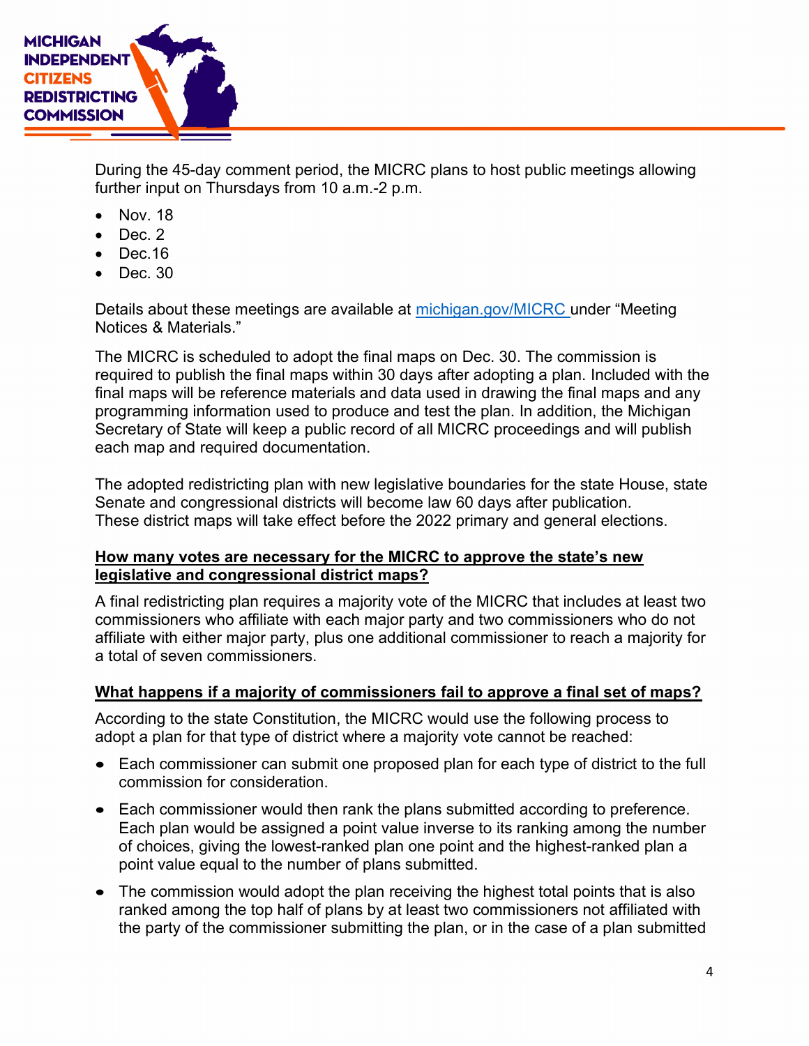During the 45-day comment period, the MICRC plans to host public meetings allowing further input on Thursdays from 10 a.m.-2 p.m.

- Nov. 18
- Dec. 2
- Dec.16
- Dec. 30

Details about these meetings are available at [michigan.gov/MICRC](michigan.gov/MICRC) under "Meeting Notices & Materials."

The MICRC is scheduled to adopt the final maps on Dec. 30. The commission is required to publish the final maps within 30 days after adopting a plan. Included with the final maps will be reference materials and data used in drawing the final maps and any programming information used to produce and test the plan. In addition, the Michigan Secretary of State will keep a public record of all MICRC proceedings and will publish each map and required documentation.

The adopted redistricting plan with new legislative boundaries for the state House, state Senate and congressional districts will become law 60 days after publication. These district maps will take effect before the 2022 primary and general elections.

**How many votes are necessary for the MICRC to approve the state's new legislative and congressional district maps?**

A final redistricting plan requires a majority vote of the MICRC that includes at least two commissioners who affiliate with each major party and two commissioners who do not affiliate with either major party, plus one additional commissioner to reach a majority for a total of seven commissioners.

**What happens if a majority of commissioners fail to approve a final set of maps?**

According to the state Constitution, the MICRC would use the following process to adopt a plan for that type of district where a majority vote cannot be reached:

- Each commissioner can submit one proposed plan for each type of district to the full commission for consideration.
- Each commissioner would then rank the plans submitted according to preference. Each plan would be assigned a point value inverse to its ranking among the number of choices, giving the lowest-ranked plan one point and the highest-ranked plan a point value equal to the number of plans submitted.
- The commission would adopt the plan receiving the highest total points that is also ranked among the top half of plans by at least two commissioners not affiliated with the party of the commissioner submitting the plan, or in the case of a plan submitted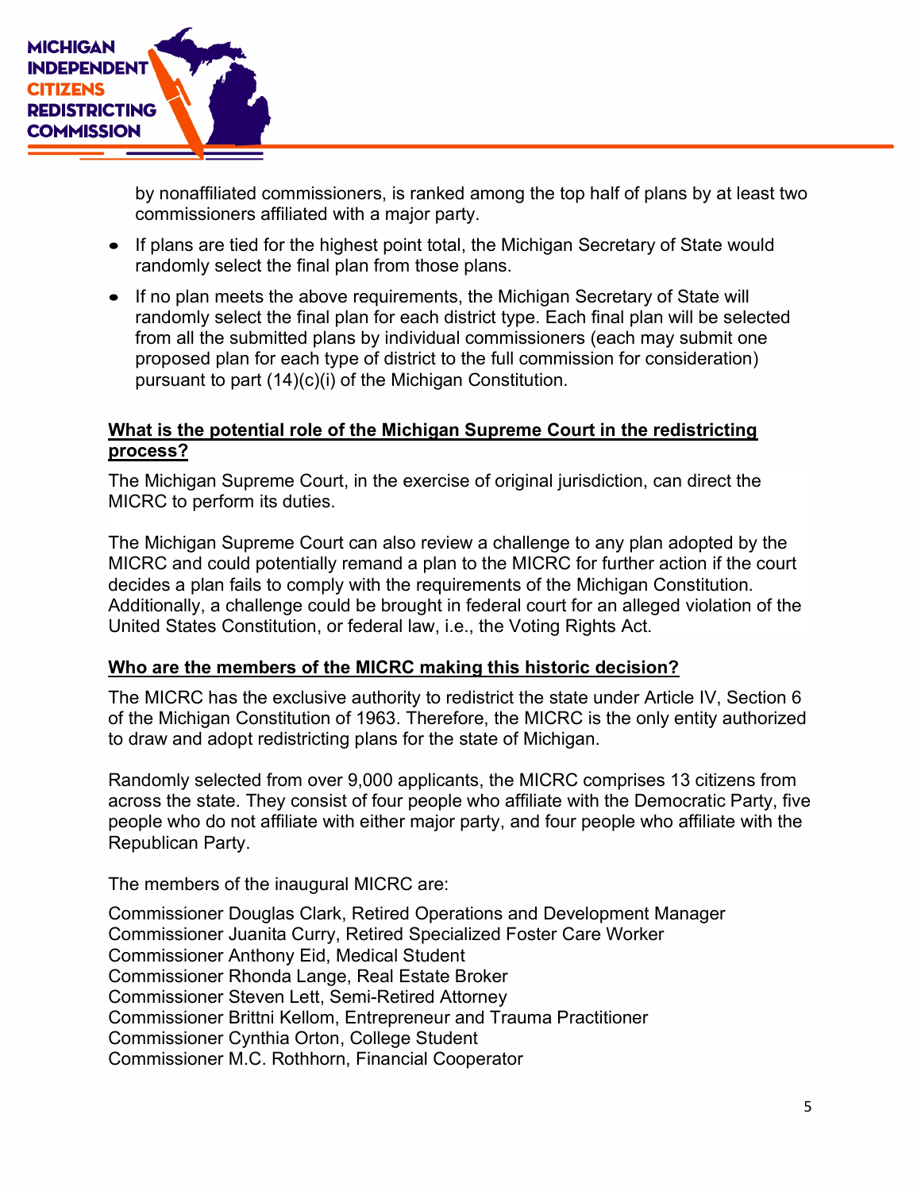by nonaffiliated commissioners, is ranked among the top half of plans by at least two commissioners affiliated with a major party.

- If plans are tied for the highest point total, the Michigan Secretary of State would randomly select the final plan from those plans.
- If no plan meets the above requirements, the Michigan Secretary of State will randomly select the final plan for each district type. Each final plan will be selected from all the submitted plans by individual commissioners (each may submit one proposed plan for each type of district to the full commission for consideration) pursuant to part (14)(c)(i) of the Michigan Constitution.

## What is the potential role of the Michigan Supreme Court in the redistricting process?

The Michigan Supreme Court, in the exercise of original jurisdiction, can direct the MICRC to perform its duties.

The Michigan Supreme Court can also review a challenge to any plan adopted by the MICRC and could potentially remand a plan to the MICRC for further action if the court decides a plan fails to comply with the requirements of the Michigan Constitution. Additionally, a challenge could be brought in federal court for an alleged violation of the United States Constitution, or federal law, i.e., the Voting Rights Act.

## Who are the members of the MICRC making this historic decision?

The MICRC has the exclusive authority to redistrict the state under Article IV, Section 6 of the Michigan Constitution of 1963. Therefore, the MICRC is the only entity authorized to draw and adopt redistricting plans for the state of Michigan.

Randomly selected from over 9,000 applicants, the MICRC comprises 13 citizens from across the state. They consist of four people who affiliate with the Democratic Party, five people who do not affiliate with either major party, and four people who affiliate with the Republican Party.

The members of the inaugural MICRC are:

Commissioner Douglas Clark, Retired Operations and Development Manager
Commissioner Juanita Curry, Retired Specialized Foster Care Worker
Commissioner Anthony Eid, Medical Student
Commissioner Rhonda Lange, Real Estate Broker
Commissioner Steven Lett, Semi-Retired Attorney
Commissioner Brittni Kellom, Entrepreneur and Trauma Practitioner
Commissioner Cynthia Orton, College Student
Commissioner M.C. Rothhorn, Financial Cooperator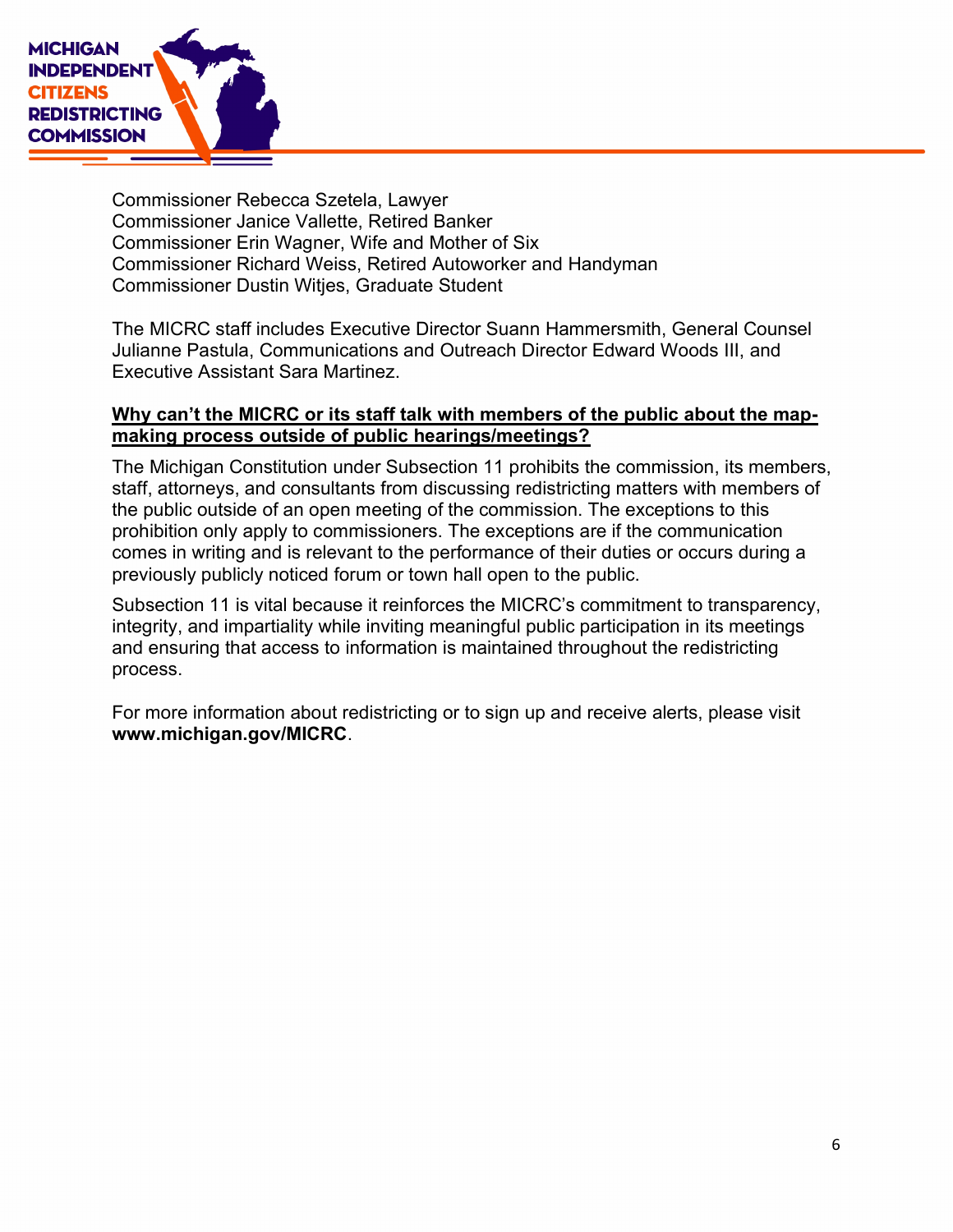Commissioner Rebecca Szetela, Lawyer
Commissioner Janice Vallette, Retired Banker
Commissioner Erin Wagner, Wife and Mother of Six
Commissioner Richard Weiss, Retired Autoworker and Handyman
Commissioner Dustin Witjes, Graduate Student

The MICRC staff includes Executive Director Suann Hammersmith, General Counsel Julianne Pastula, Communications and Outreach Director Edward Woods III, and Executive Assistant Sara Martinez.

**Why can't the MICRC or its staff talk with members of the public about the map-making process outside of public hearings/meetings?**

The Michigan Constitution under Subsection 11 prohibits the commission, its members, staff, attorneys, and consultants from discussing redistricting matters with members of the public outside of an open meeting of the commission. The exceptions to this prohibition only apply to commissioners. The exceptions are if the communication comes in writing and is relevant to the performance of their duties or occurs during a previously publicly noticed forum or town hall open to the public.

Subsection 11 is vital because it reinforces the MICRC's commitment to transparency, integrity, and impartiality while inviting meaningful public participation in its meetings and ensuring that access to information is maintained throughout the redistricting process.

For more information about redistricting or to sign up and receive alerts, please visit **www.michigan.gov/MICRC**.